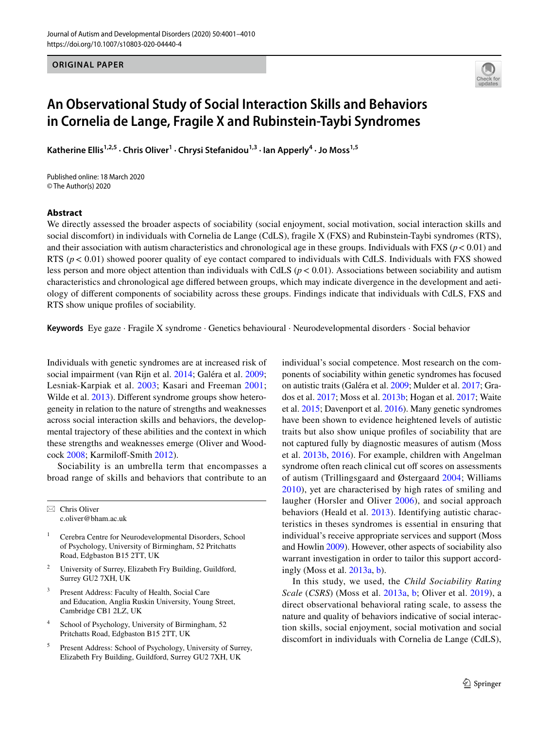ORIGINAL PAPER

# An Observational Study of Social Interaction Skills and Behaviors in Cornelia de Lange, Fragile X and Rubinstein-Taybi Syndromes

**Katherine Ellis[1,2,5] · Chris Oliver[1] · Chrysi Stefanidou[1,3] · Ian Apperly[4] · Jo Moss[1,5]**

Published online: 18 March 2020
© The Author(s) 2020

## Abstract

We directly assessed the broader aspects of sociability (social enjoyment, social motivation, social interaction skills and social discomfort) in individuals with Cornelia de Lange (CdLS), fragile X (FXS) and Rubinstein-Taybi syndromes (RTS), and their association with autism characteristics and chronological age in these groups. Individuals with FXS ($p < 0.01$) and RTS ($p < 0.01$) showed poorer quality of eye contact compared to individuals with CdLS. Individuals with FXS showed less person and more object attention than individuals with CdLS ($p < 0.01$). Associations between sociability and autism characteristics and chronological age differed between groups, which may indicate divergence in the development and aetiology of different components of sociability across these groups. Findings indicate that individuals with CdLS, FXS and RTS show unique profiles of sociability.

**Keywords** Eye gaze · Fragile X syndrome · Genetics behavioural · Neurodevelopmental disorders · Social behavior

Individuals with genetic syndromes are at increased risk of social impairment (van Rijn et al. 2014; Galéra et al. 2009; Lesniak-Karpiak et al. 2003; Kasari and Freeman 2001; Wilde et al. 2013). Different syndrome groups show heterogeneity in relation to the nature of strengths and weaknesses across social interaction skills and behaviors, the developmental trajectory of these abilities and the context in which these strengths and weaknesses emerge (Oliver and Woodcock 2008; Karmiloff-Smith 2012).

Sociability is an umbrella term that encompasses a broad range of skills and behaviors that contribute to an individual's social competence. Most research on the components of sociability within genetic syndromes has focused on autistic traits (Galéra et al. 2009; Mulder et al. 2017; Grados et al. 2017; Moss et al. 2013b; Hogan et al. 2017; Waite et al. 2015; Davenport et al. 2016). Many genetic syndromes have been shown to evidence heightened levels of autistic traits but also show unique profiles of sociability that are not captured fully by diagnostic measures of autism (Moss et al. 2013b, 2016). For example, children with Angelman syndrome often reach clinical cut off scores on assessments of autism (Trillingsgaard and Østergaard 2004; Williams 2010), yet are characterised by high rates of smiling and laughter (Horsler and Oliver 2006), and social approach behaviors (Heald et al. 2013). Identifying autistic characteristics in theses syndromes is essential in ensuring that individual's receive appropriate services and support (Moss and Howlin 2009). However, other aspects of sociability also warrant investigation in order to tailor this support accordingly (Moss et al. 2013a, b).

In this study, we used, the *Child Sociability Rating Scale* (*CSRS*) (Moss et al. 2013a, b; Oliver et al. 2019), a direct observational behavioral rating scale, to assess the nature and quality of behaviors indicative of social interaction skills, social enjoyment, social motivation and social discomfort in individuals with Cornelia de Lange (CdLS),

✉ Chris Oliver
c.oliver@bham.ac.uk

[1] Cerebra Centre for Neurodevelopmental Disorders, School of Psychology, University of Birmingham, 52 Pritchatts Road, Edgbaston B15 2TT, UK

[2] University of Surrey, Elizabeth Fry Building, Guildford, Surrey GU2 7XH, UK

[3] Present Address: Faculty of Health, Social Care and Education, Anglia Ruskin University, Young Street, Cambridge CB1 2LZ, UK

[4] School of Psychology, University of Birmingham, 52 Pritchatts Road, Edgbaston B15 2TT, UK

[5] Present Address: School of Psychology, University of Surrey, Elizabeth Fry Building, Guildford, Surrey GU2 7XH, UK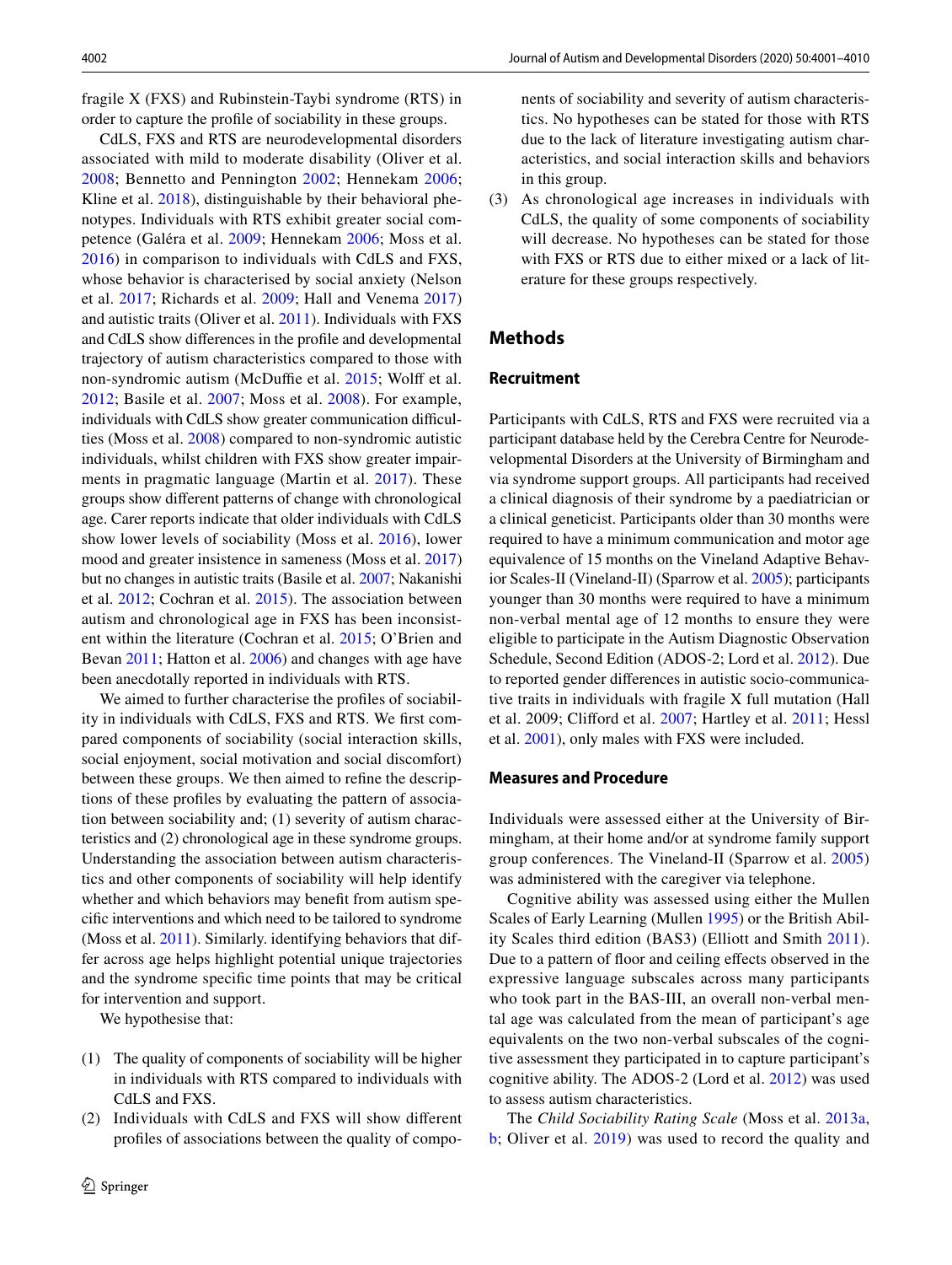fragile X (FXS) and Rubinstein-Taybi syndrome (RTS) in order to capture the profile of sociability in these groups.

CdLS, FXS and RTS are neurodevelopmental disorders associated with mild to moderate disability (Oliver et al. 2008; Bennetto and Pennington 2002; Hennekam 2006; Kline et al. 2018), distinguishable by their behavioral phenotypes. Individuals with RTS exhibit greater social competence (Galéra et al. 2009; Hennekam 2006; Moss et al. 2016) in comparison to individuals with CdLS and FXS, whose behavior is characterised by social anxiety (Nelson et al. 2017; Richards et al. 2009; Hall and Venema 2017) and autistic traits (Oliver et al. 2011). Individuals with FXS and CdLS show differences in the profile and developmental trajectory of autism characteristics compared to those with non-syndromic autism (McDuffie et al. 2015; Wolff et al. 2012; Basile et al. 2007; Moss et al. 2008). For example, individuals with CdLS show greater communication difficulties (Moss et al. 2008) compared to non-syndromic autistic individuals, whilst children with FXS show greater impairments in pragmatic language (Martin et al. 2017). These groups show different patterns of change with chronological age. Carer reports indicate that older individuals with CdLS show lower levels of sociability (Moss et al. 2016), lower mood and greater insistence in sameness (Moss et al. 2017) but no changes in autistic traits (Basile et al. 2007; Nakanishi et al. 2012; Cochran et al. 2015). The association between autism and chronological age in FXS has been inconsistent within the literature (Cochran et al. 2015; O'Brien and Bevan 2011; Hatton et al. 2006) and changes with age have been anecdotally reported in individuals with RTS.

We aimed to further characterise the profiles of sociability in individuals with CdLS, FXS and RTS. We first compared components of sociability (social interaction skills, social enjoyment, social motivation and social discomfort) between these groups. We then aimed to refine the descriptions of these profiles by evaluating the pattern of association between sociability and; (1) severity of autism characteristics and (2) chronological age in these syndrome groups. Understanding the association between autism characteristics and other components of sociability will help identify whether and which behaviors may benefit from autism specific interventions and which need to be tailored to syndrome (Moss et al. 2011). Similarly. identifying behaviors that differ across age helps highlight potential unique trajectories and the syndrome specific time points that may be critical for intervention and support.

We hypothesise that:

(1) The quality of components of sociability will be higher in individuals with RTS compared to individuals with CdLS and FXS.
(2) Individuals with CdLS and FXS will show different profiles of associations between the quality of components of sociability and severity of autism characteristics. No hypotheses can be stated for those with RTS due to the lack of literature investigating autism characteristics, and social interaction skills and behaviors in this group.
(3) As chronological age increases in individuals with CdLS, the quality of some components of sociability will decrease. No hypotheses can be stated for those with FXS or RTS due to either mixed or a lack of literature for these groups respectively.

## Methods

### Recruitment

Participants with CdLS, RTS and FXS were recruited via a participant database held by the Cerebra Centre for Neurodevelopmental Disorders at the University of Birmingham and via syndrome support groups. All participants had received a clinical diagnosis of their syndrome by a paediatrician or a clinical geneticist. Participants older than 30 months were required to have a minimum communication and motor age equivalence of 15 months on the Vineland Adaptive Behavior Scales-II (Vineland-II) (Sparrow et al. 2005); participants younger than 30 months were required to have a minimum non-verbal mental age of 12 months to ensure they were eligible to participate in the Autism Diagnostic Observation Schedule, Second Edition (ADOS-2; Lord et al. 2012). Due to reported gender differences in autistic socio-communicative traits in individuals with fragile X full mutation (Hall et al. 2009; Clifford et al. 2007; Hartley et al. 2011; Hessl et al. 2001), only males with FXS were included.

### Measures and Procedure

Individuals were assessed either at the University of Birmingham, at their home and/or at syndrome family support group conferences. The Vineland-II (Sparrow et al. 2005) was administered with the caregiver via telephone.

Cognitive ability was assessed using either the Mullen Scales of Early Learning (Mullen 1995) or the British Ability Scales third edition (BAS3) (Elliott and Smith 2011). Due to a pattern of floor and ceiling effects observed in the expressive language subscales across many participants who took part in the BAS-III, an overall non-verbal mental age was calculated from the mean of participant's age equivalents on the two non-verbal subscales of the cognitive assessment they participated in to capture participant's cognitive ability. The ADOS-2 (Lord et al. 2012) was used to assess autism characteristics.

The *Child Sociability Rating Scale* (Moss et al. 2013a, b; Oliver et al. 2019) was used to record the quality and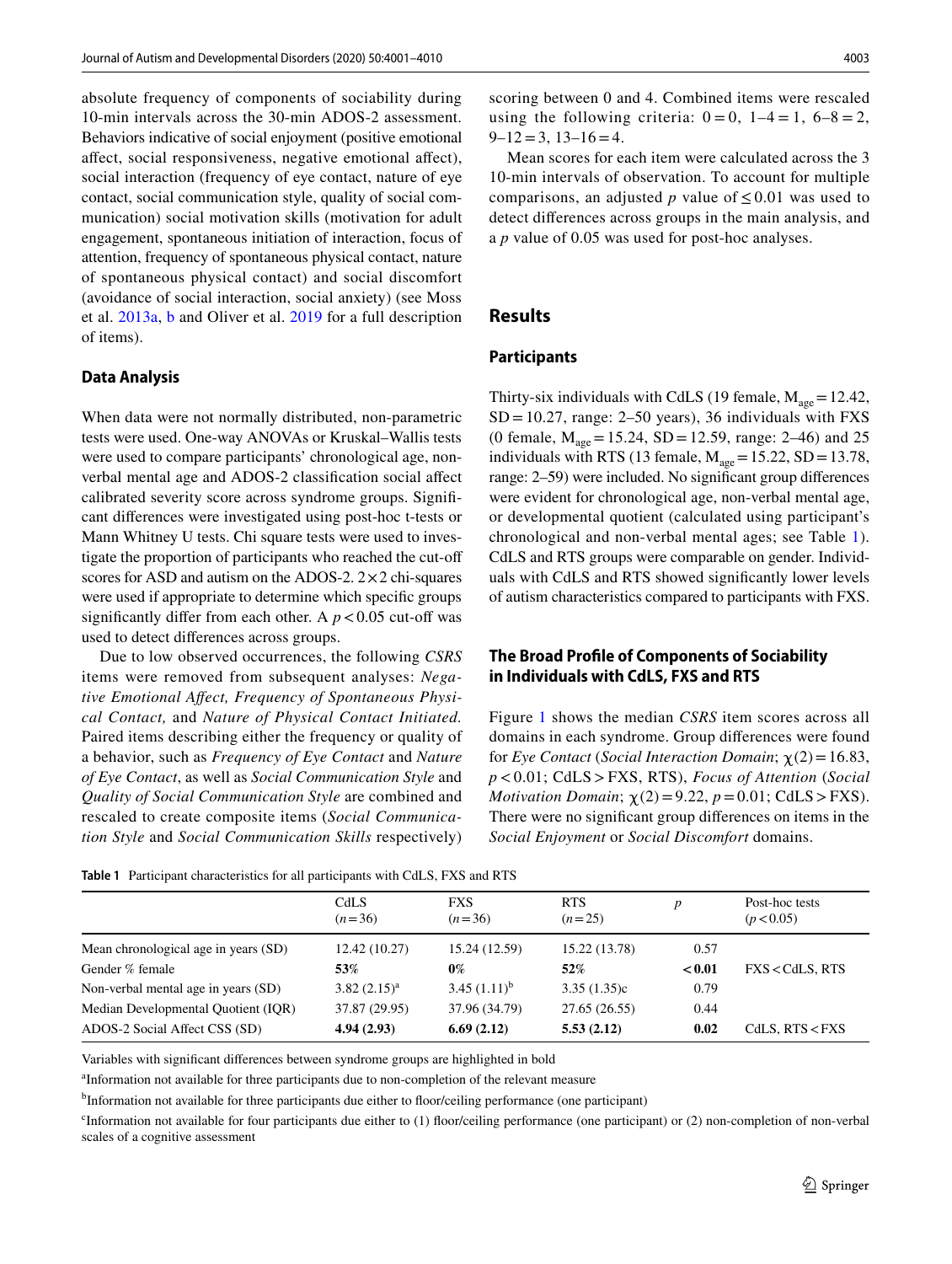absolute frequency of components of sociability during 10-min intervals across the 30-min ADOS-2 assessment. Behaviors indicative of social enjoyment (positive emotional affect, social responsiveness, negative emotional affect), social interaction (frequency of eye contact, nature of eye contact, social communication style, quality of social communication) social motivation skills (motivation for adult engagement, spontaneous initiation of interaction, focus of attention, frequency of spontaneous physical contact, nature of spontaneous physical contact) and social discomfort (avoidance of social interaction, social anxiety) (see Moss et al. 2013a, b and Oliver et al. 2019 for a full description of items).

### Data Analysis

When data were not normally distributed, non-parametric tests were used. One-way ANOVAs or Kruskal–Wallis tests were used to compare participants' chronological age, non-verbal mental age and ADOS-2 classification social affect calibrated severity score across syndrome groups. Significant differences were investigated using post-hoc t-tests or Mann Whitney U tests. Chi square tests were used to investigate the proportion of participants who reached the cut-off scores for ASD and autism on the ADOS-2. $2\times2$ chi-squares were used if appropriate to determine which specific groups significantly differ from each other. A $p<0.05$ cut-off was used to detect differences across groups.

Due to low observed occurrences, the following *CSRS* items were removed from subsequent analyses: *Negative Emotional Affect, Frequency of Spontaneous Physical Contact,* and *Nature of Physical Contact Initiated.* Paired items describing either the frequency or quality of a behavior, such as *Frequency of Eye Contact* and *Nature of Eye Contact*, as well as *Social Communication Style* and *Quality of Social Communication Style* are combined and rescaled to create composite items (*Social Communication Style* and *Social Communication Skills* respectively) scoring between 0 and 4. Combined items were rescaled using the following criteria: $0=0$, $1–4=1$, $6–8=2$, $9–12=3$, $13–16=4$.

Mean scores for each item were calculated across the 3 10-min intervals of observation. To account for multiple comparisons, an adjusted $p$ value of $\leq 0.01$ was used to detect differences across groups in the main analysis, and a $p$ value of 0.05 was used for post-hoc analyses.

## Results

### Participants

Thirty-six individuals with CdLS (19 female, $M_{age}=12.42$, $SD=10.27$, range: 2–50 years), 36 individuals with FXS (0 female, $M_{age}=15.24$, $SD=12.59$, range: 2–46) and 25 individuals with RTS (13 female, $M_{age}=15.22$, $SD=13.78$, range: 2–59) were included. No significant group differences were evident for chronological age, non-verbal mental age, or developmental quotient (calculated using participant's chronological and non-verbal mental ages; see Table 1). CdLS and RTS groups were comparable on gender. Individuals with CdLS and RTS showed significantly lower levels of autism characteristics compared to participants with FXS.

### The Broad Profile of Components of Sociability in Individuals with CdLS, FXS and RTS

Figure 1 shows the median *CSRS* item scores across all domains in each syndrome. Group differences were found for *Eye Contact* (*Social Interaction Domain*; $\chi(2)=16.83$, $p<0.01$; CdLS > FXS, RTS), *Focus of Attention* (*Social Motivation Domain*; $\chi(2)=9.22$, $p=0.01$; CdLS > FXS). There were no significant group differences on items in the *Social Enjoyment* or *Social Discomfort* domains.

**Table 1** Participant characteristics for all participants with CdLS, FXS and RTS

| | CdLS ($n=36$) | FXS ($n=36$) | RTS ($n=25$) | $p$ | Post-hoc tests ($p<0.05$) |
|---|---|---|---|---|---|
| Mean chronological age in years (SD) | 12.42 (10.27) | 15.24 (12.59) | 15.22 (13.78) | 0.57 | |
| Gender % female | **53%** | **0%** | **52%** | **<0.01** | FXS < CdLS, RTS |
| Non-verbal mental age in years (SD) | 3.82 (2.15)[a] | 3.45 (1.11)[b] | 3.35 (1.35)c | 0.79 | |
| Median Developmental Quotient (IQR) | 37.87 (29.95) | 37.96 (34.79) | 27.65 (26.55) | 0.44 | |
| ADOS-2 Social Affect CSS (SD) | **4.94 (2.93)** | **6.69 (2.12)** | **5.53 (2.12)** | **0.02** | CdLS, RTS < FXS |

Variables with significant differences between syndrome groups are highlighted in bold

[a]Information not available for three participants due to non-completion of the relevant measure

[b]Information not available for three participants due either to floor/ceiling performance (one participant)

[c]Information not available for four participants due either to (1) floor/ceiling performance (one participant) or (2) non-completion of non-verbal scales of a cognitive assessment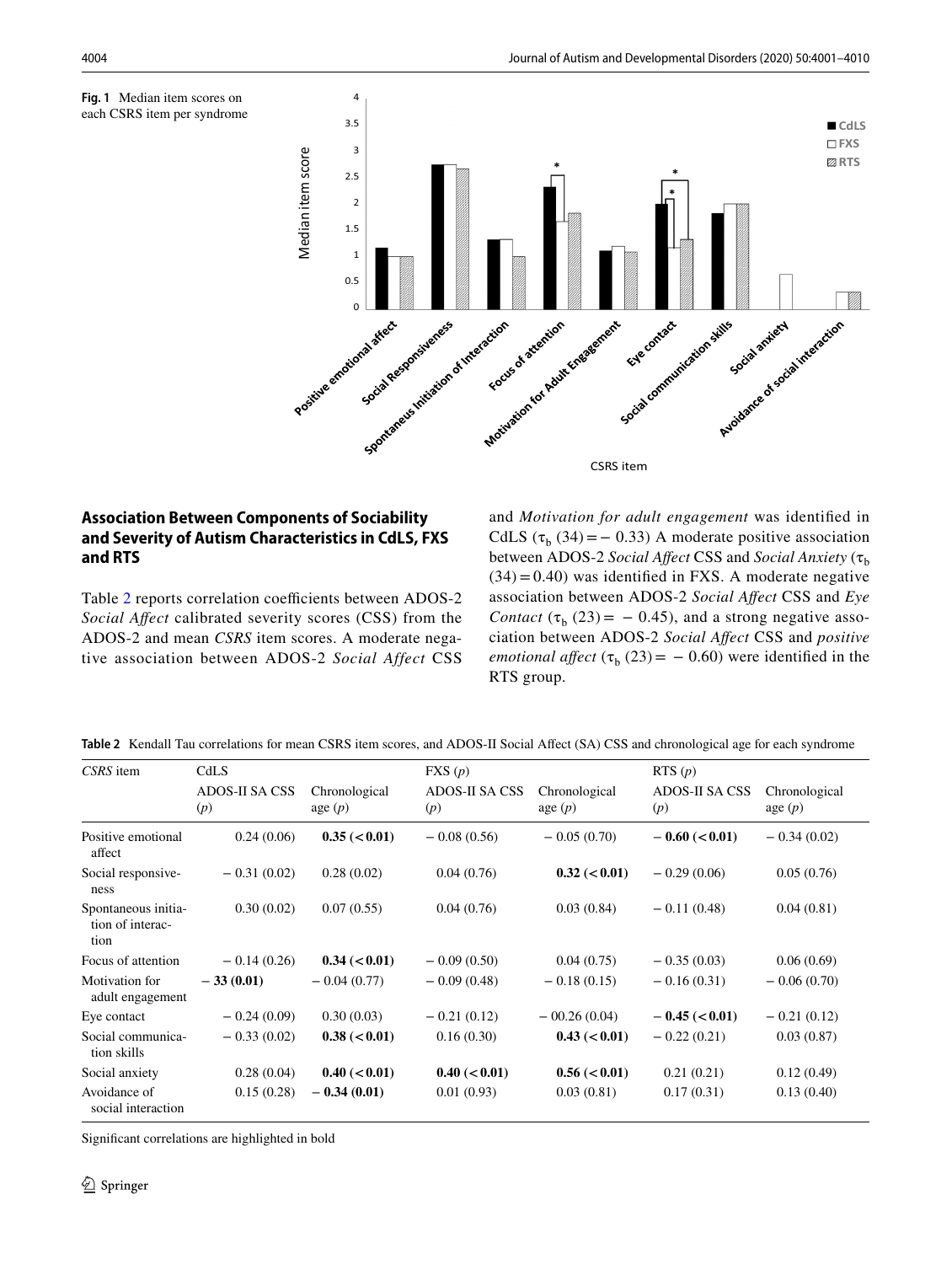**Fig. 1** Median item scores on each CSRS item per syndrome

## Association Between Components of Sociability and Severity of Autism Characteristics in CdLS, FXS and RTS

Table 2 reports correlation coefficients between ADOS-2 *Social Affect* calibrated severity scores (CSS) from the ADOS-2 and mean *CSRS* item scores. A moderate negative association between ADOS-2 *Social Affect* CSS and *Motivation for adult engagement* was identified in CdLS ($\tau_b$ (34) = − 0.33) A moderate positive association between ADOS-2 *Social Affect* CSS and *Social Anxiety* ($\tau_b$ (34) = 0.40) was identified in FXS. A moderate negative association between ADOS-2 *Social Affect* CSS and *Eye Contact* ($\tau_b$ (23) = − 0.45), and a strong negative association between ADOS-2 *Social Affect* CSS and *positive emotional affect* ($\tau_b$ (23) = − 0.60) were identified in the RTS group.

**Table 2** Kendall Tau correlations for mean CSRS item scores, and ADOS-II Social Affect (SA) CSS and chronological age for each syndrome

| *CSRS* item | CdLS | | FXS (*p*) | | RTS (*p*) | |
|---|---|---|---|---|---|---|
| | ADOS-II SA CSS (*p*) | Chronological age (*p*) | ADOS-II SA CSS (*p*) | Chronological age (*p*) | ADOS-II SA CSS (*p*) | Chronological age (*p*) |
| Positive emotional affect | 0.24 (0.06) | **0.35 (< 0.01)** | − 0.08 (0.56) | − 0.05 (0.70) | **− 0.60 (< 0.01)** | − 0.34 (0.02) |
| Social responsiveness | − 0.31 (0.02) | 0.28 (0.02) | 0.04 (0.76) | **0.32 (< 0.01)** | − 0.29 (0.06) | 0.05 (0.76) |
| Spontaneous initiation of interaction | 0.30 (0.02) | 0.07 (0.55) | 0.04 (0.76) | 0.03 (0.84) | − 0.11 (0.48) | 0.04 (0.81) |
| Focus of attention | − 0.14 (0.26) | **0.34 (< 0.01)** | − 0.09 (0.50) | 0.04 (0.75) | − 0.35 (0.03) | 0.06 (0.69) |
| Motivation for adult engagement | **− 33 (0.01)** | − 0.04 (0.77) | − 0.09 (0.48) | − 0.18 (0.15) | − 0.16 (0.31) | − 0.06 (0.70) |
| Eye contact | − 0.24 (0.09) | 0.30 (0.03) | − 0.21 (0.12) | − 00.26 (0.04) | **− 0.45 (< 0.01)** | − 0.21 (0.12) |
| Social communication skills | − 0.33 (0.02) | **0.38 (< 0.01)** | 0.16 (0.30) | **0.43 (< 0.01)** | − 0.22 (0.21) | 0.03 (0.87) |
| Social anxiety | 0.28 (0.04) | **0.40 (< 0.01)** | **0.40 (< 0.01)** | **0.56 (< 0.01)** | 0.21 (0.21) | 0.12 (0.49) |
| Avoidance of social interaction | 0.15 (0.28) | **− 0.34 (0.01)** | 0.01 (0.93) | 0.03 (0.81) | 0.17 (0.31) | 0.13 (0.40) |

Significant correlations are highlighted in bold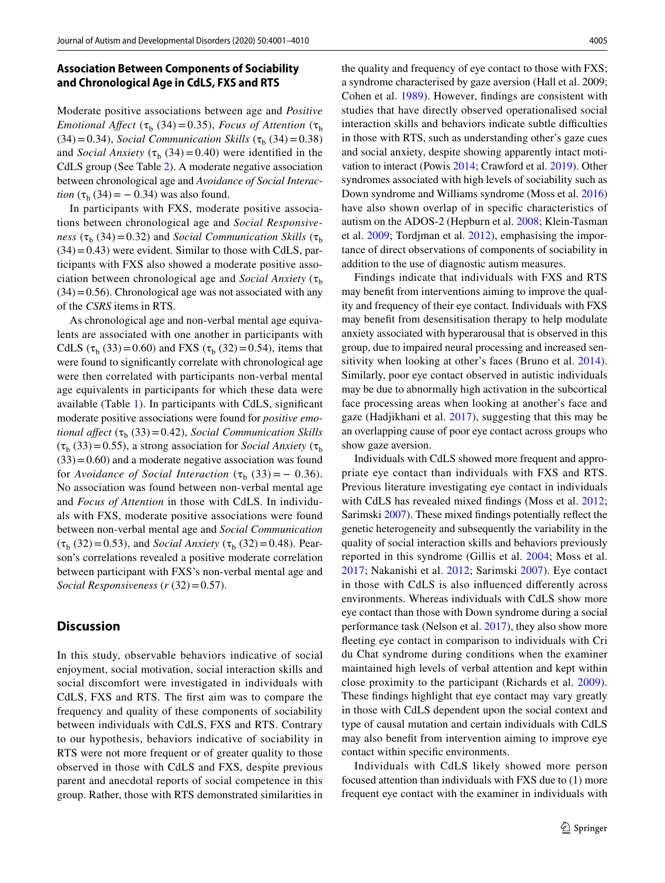### Association Between Components of Sociability and Chronological Age in CdLS, FXS and RTS

Moderate positive associations between age and *Positive Emotional Affect* ($\tau_b$ (34) = 0.35), *Focus of Attention* ($\tau_b$ (34) = 0.34), *Social Communication Skills* ($\tau_b$ (34) = 0.38) and *Social Anxiety* ($\tau_b$ (34) = 0.40) were identified in the CdLS group (See Table 2). A moderate negative association between chronological age and *Avoidance of Social Interaction* ($\tau_b$ (34) = − 0.34) was also found.

In participants with FXS, moderate positive associations between chronological age and *Social Responsiveness* ($\tau_b$ (34) = 0.32) and *Social Communication Skills* ($\tau_b$ (34) = 0.43) were evident. Similar to those with CdLS, participants with FXS also showed a moderate positive association between chronological age and *Social Anxiety* ($\tau_b$ (34) = 0.56). Chronological age was not associated with any of the *CSRS* items in RTS.

As chronological age and non-verbal mental age equivalents are associated with one another in participants with CdLS ($\tau_b$ (33) = 0.60) and FXS ($\tau_b$ (32) = 0.54), items that were found to significantly correlate with chronological age were then correlated with participants non-verbal mental age equivalents in participants for which these data were available (Table 1). In participants with CdLS, significant moderate positive associations were found for *positive emotional affect* ($\tau_b$ (33) = 0.42), *Social Communication Skills* ($\tau_b$ (33) = 0.55), a strong association for *Social Anxiety* ($\tau_b$ (33) = 0.60) and a moderate negative association was found for *Avoidance of Social Interaction* ($\tau_b$ (33) = − 0.36). No association was found between non-verbal mental age and *Focus of Attention* in those with CdLS. In individuals with FXS, moderate positive associations were found between non-verbal mental age and *Social Communication* ($\tau_b$ (32) = 0.53), and *Social Anxiety* ($\tau_b$ (32) = 0.48). Pearson's correlations revealed a positive moderate correlation between participant with FXS's non-verbal mental age and *Social Responsiveness* ($r$ (32) = 0.57).

## Discussion

In this study, observable behaviors indicative of social enjoyment, social motivation, social interaction skills and social discomfort were investigated in individuals with CdLS, FXS and RTS. The first aim was to compare the frequency and quality of these components of sociability between individuals with CdLS, FXS and RTS. Contrary to our hypothesis, behaviors indicative of sociability in RTS were not more frequent or of greater quality to those observed in those with CdLS and FXS, despite previous parent and anecdotal reports of social competence in this group. Rather, those with RTS demonstrated similarities in the quality and frequency of eye contact to those with FXS; a syndrome characterised by gaze aversion (Hall et al. 2009; Cohen et al. 1989). However, findings are consistent with studies that have directly observed operationalised social interaction skills and behaviors indicate subtle difficulties in those with RTS, such as understanding other's gaze cues and social anxiety, despite showing apparently intact motivation to interact (Powis 2014; Crawford et al. 2019). Other syndromes associated with high levels of sociability such as Down syndrome and Williams syndrome (Moss et al. 2016) have also shown overlap of in specific characteristics of autism on the ADOS-2 (Hepburn et al. 2008; Klein-Tasman et al. 2009; Tordjman et al. 2012), emphasising the importance of direct observations of components of sociability in addition to the use of diagnostic autism measures.

Findings indicate that individuals with FXS and RTS may benefit from interventions aiming to improve the quality and frequency of their eye contact. Individuals with FXS may benefit from desensitisation therapy to help modulate anxiety associated with hyperarousal that is observed in this group, due to impaired neural processing and increased sensitivity when looking at other's faces (Bruno et al. 2014). Similarly, poor eye contact observed in autistic individuals may be due to abnormally high activation in the subcortical face processing areas when looking at another's face and gaze (Hadjikhani et al. 2017), suggesting that this may be an overlapping cause of poor eye contact across groups who show gaze aversion.

Individuals with CdLS showed more frequent and appropriate eye contact than individuals with FXS and RTS. Previous literature investigating eye contact in individuals with CdLS has revealed mixed findings (Moss et al. 2012; Sarimski 2007). These mixed findings potentially reflect the genetic heterogeneity and subsequently the variability in the quality of social interaction skills and behaviors previously reported in this syndrome (Gillis et al. 2004; Moss et al. 2017; Nakanishi et al. 2012; Sarimski 2007). Eye contact in those with CdLS is also influenced differently across environments. Whereas individuals with CdLS show more eye contact than those with Down syndrome during a social performance task (Nelson et al. 2017), they also show more fleeting eye contact in comparison to individuals with Cri du Chat syndrome during conditions when the examiner maintained high levels of verbal attention and kept within close proximity to the participant (Richards et al. 2009). These findings highlight that eye contact may vary greatly in those with CdLS dependent upon the social context and type of causal mutation and certain individuals with CdLS may also benefit from intervention aiming to improve eye contact within specific environments.

Individuals with CdLS likely showed more person focused attention than individuals with FXS due to (1) more frequent eye contact with the examiner in individuals with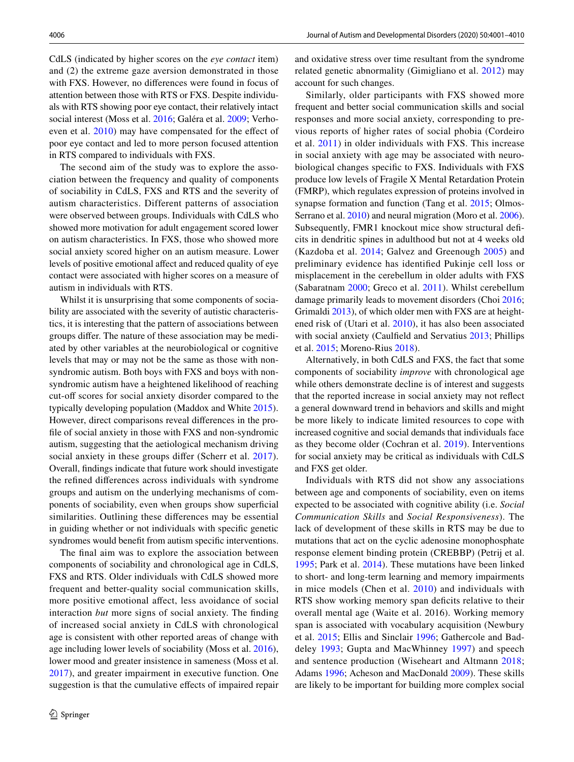CdLS (indicated by higher scores on the *eye contact* item) and (2) the extreme gaze aversion demonstrated in those with FXS. However, no differences were found in focus of attention between those with RTS or FXS. Despite individuals with RTS showing poor eye contact, their relatively intact social interest (Moss et al. 2016; Galéra et al. 2009; Verhoeven et al. 2010) may have compensated for the effect of poor eye contact and led to more person focused attention in RTS compared to individuals with FXS.

The second aim of the study was to explore the association between the frequency and quality of components of sociability in CdLS, FXS and RTS and the severity of autism characteristics. Different patterns of association were observed between groups. Individuals with CdLS who showed more motivation for adult engagement scored lower on autism characteristics. In FXS, those who showed more social anxiety scored higher on an autism measure. Lower levels of positive emotional affect and reduced quality of eye contact were associated with higher scores on a measure of autism in individuals with RTS.

Whilst it is unsurprising that some components of sociability are associated with the severity of autistic characteristics, it is interesting that the pattern of associations between groups differ. The nature of these association may be mediated by other variables at the neurobiological or cognitive levels that may or may not be the same as those with non-syndromic autism. Both boys with FXS and boys with non-syndromic autism have a heightened likelihood of reaching cut-off scores for social anxiety disorder compared to the typically developing population (Maddox and White 2015). However, direct comparisons reveal differences in the profile of social anxiety in those with FXS and non-syndromic autism, suggesting that the aetiological mechanism driving social anxiety in these groups differ (Scherr et al. 2017). Overall, findings indicate that future work should investigate the refined differences across individuals with syndrome groups and autism on the underlying mechanisms of components of sociability, even when groups show superficial similarities. Outlining these differences may be essential in guiding whether or not individuals with specific genetic syndromes would benefit from autism specific interventions.

The final aim was to explore the association between components of sociability and chronological age in CdLS, FXS and RTS. Older individuals with CdLS showed more frequent and better-quality social communication skills, more positive emotional affect, less avoidance of social interaction *but* more signs of social anxiety. The finding of increased social anxiety in CdLS with chronological age is consistent with other reported areas of change with age including lower levels of sociability (Moss et al. 2016), lower mood and greater insistence in sameness (Moss et al. 2017), and greater impairment in executive function. One suggestion is that the cumulative effects of impaired repair and oxidative stress over time resultant from the syndrome related genetic abnormality (Gimigliano et al. 2012) may account for such changes.

Similarly, older participants with FXS showed more frequent and better social communication skills and social responses and more social anxiety, corresponding to previous reports of higher rates of social phobia (Cordeiro et al. 2011) in older individuals with FXS. This increase in social anxiety with age may be associated with neurobiological changes specific to FXS. Individuals with FXS produce low levels of Fragile X Mental Retardation Protein (FMRP), which regulates expression of proteins involved in synapse formation and function (Tang et al. 2015; Olmos-Serrano et al. 2010) and neural migration (Moro et al. 2006). Subsequently, FMR1 knockout mice show structural deficits in dendritic spines in adulthood but not at 4 weeks old (Kazdoba et al. 2014; Galvez and Greenough 2005) and preliminary evidence has identified Pukinje cell loss or misplacement in the cerebellum in older adults with FXS (Sabaratnam 2000; Greco et al. 2011). Whilst cerebellum damage primarily leads to movement disorders (Choi 2016; Grimaldi 2013), of which older men with FXS are at heightened risk of (Utari et al. 2010), it has also been associated with social anxiety (Caulfield and Servatius 2013; Phillips et al. 2015; Moreno-Rius 2018).

Alternatively, in both CdLS and FXS, the fact that some components of sociability *improve* with chronological age while others demonstrate decline is of interest and suggests that the reported increase in social anxiety may not reflect a general downward trend in behaviors and skills and might be more likely to indicate limited resources to cope with increased cognitive and social demands that individuals face as they become older (Cochran et al. 2019). Interventions for social anxiety may be critical as individuals with CdLS and FXS get older.

Individuals with RTS did not show any associations between age and components of sociability, even on items expected to be associated with cognitive ability (i.e. *Social Communication Skills* and *Social Responsiveness*). The lack of development of these skills in RTS may be due to mutations that act on the cyclic adenosine monophosphate response element binding protein (CREBBP) (Petrij et al. 1995; Park et al. 2014). These mutations have been linked to short- and long-term learning and memory impairments in mice models (Chen et al. 2010) and individuals with RTS show working memory span deficits relative to their overall mental age (Waite et al. 2016). Working memory span is associated with vocabulary acquisition (Newbury et al. 2015; Ellis and Sinclair 1996; Gathercole and Baddeley 1993; Gupta and MacWhinney 1997) and speech and sentence production (Wiseheart and Altmann 2018; Adams 1996; Acheson and MacDonald 2009). These skills are likely to be important for building more complex social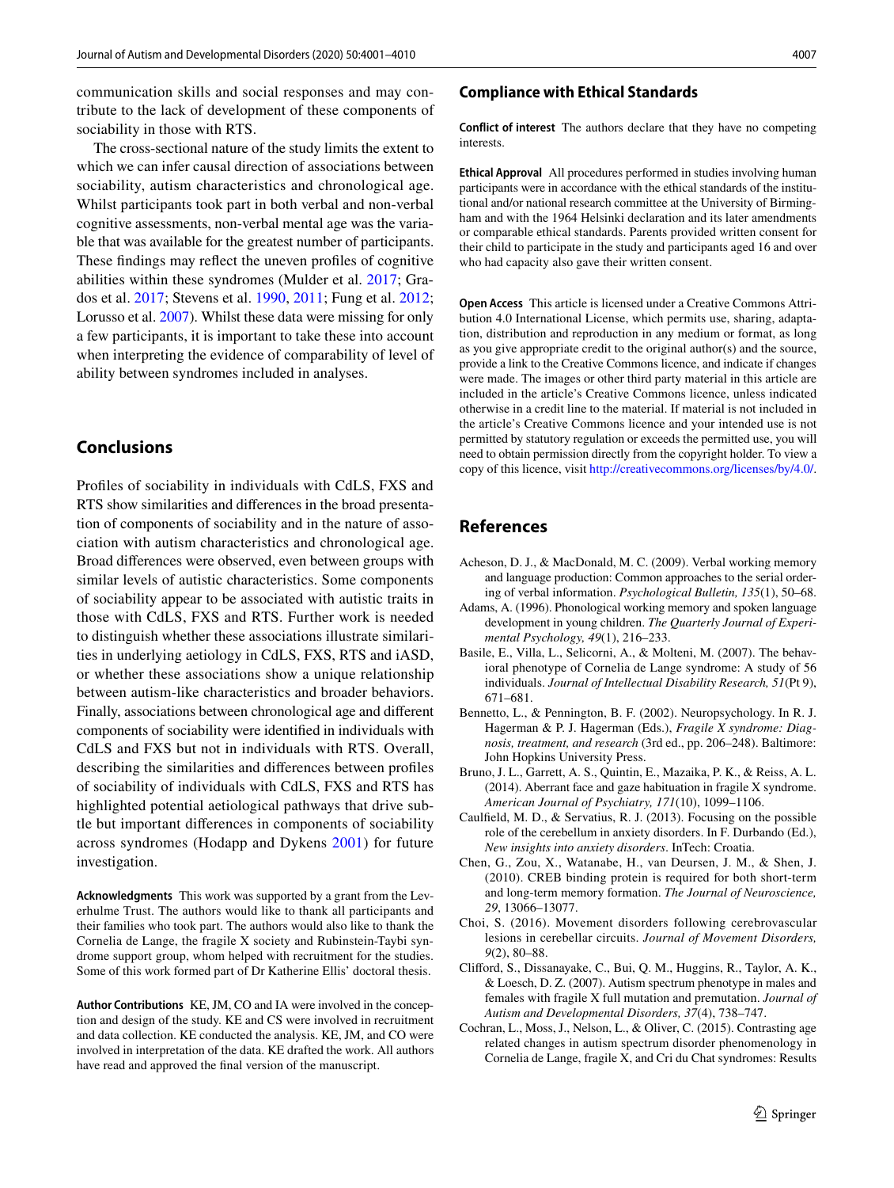communication skills and social responses and may contribute to the lack of development of these components of sociability in those with RTS.

The cross-sectional nature of the study limits the extent to which we can infer causal direction of associations between sociability, autism characteristics and chronological age. Whilst participants took part in both verbal and non-verbal cognitive assessments, non-verbal mental age was the variable that was available for the greatest number of participants. These findings may reflect the uneven profiles of cognitive abilities within these syndromes (Mulder et al. 2017; Grados et al. 2017; Stevens et al. 1990, 2011; Fung et al. 2012; Lorusso et al. 2007). Whilst these data were missing for only a few participants, it is important to take these into account when interpreting the evidence of comparability of level of ability between syndromes included in analyses.

## Conclusions

Profiles of sociability in individuals with CdLS, FXS and RTS show similarities and differences in the broad presentation of components of sociability and in the nature of association with autism characteristics and chronological age. Broad differences were observed, even between groups with similar levels of autistic characteristics. Some components of sociability appear to be associated with autistic traits in those with CdLS, FXS and RTS. Further work is needed to distinguish whether these associations illustrate similarities in underlying aetiology in CdLS, FXS, RTS and iASD, or whether these associations show a unique relationship between autism-like characteristics and broader behaviors. Finally, associations between chronological age and different components of sociability were identified in individuals with CdLS and FXS but not in individuals with RTS. Overall, describing the similarities and differences between profiles of sociability of individuals with CdLS, FXS and RTS has highlighted potential aetiological pathways that drive subtle but important differences in components of sociability across syndromes (Hodapp and Dykens 2001) for future investigation.

**Acknowledgments** This work was supported by a grant from the Leverhulme Trust. The authors would like to thank all participants and their families who took part. The authors would also like to thank the Cornelia de Lange, the fragile X society and Rubinstein-Taybi syndrome support group, whom helped with recruitment for the studies. Some of this work formed part of Dr Katherine Ellis' doctoral thesis.

**Author Contributions** KE, JM, CO and IA were involved in the conception and design of the study. KE and CS were involved in recruitment and data collection. KE conducted the analysis. KE, JM, and CO were involved in interpretation of the data. KE drafted the work. All authors have read and approved the final version of the manuscript.

### Compliance with Ethical Standards

**Conflict of interest** The authors declare that they have no competing interests.

**Ethical Approval** All procedures performed in studies involving human participants were in accordance with the ethical standards of the institutional and/or national research committee at the University of Birmingham and with the 1964 Helsinki declaration and its later amendments or comparable ethical standards. Parents provided written consent for their child to participate in the study and participants aged 16 and over who had capacity also gave their written consent.

**Open Access** This article is licensed under a Creative Commons Attribution 4.0 International License, which permits use, sharing, adaptation, distribution and reproduction in any medium or format, as long as you give appropriate credit to the original author(s) and the source, provide a link to the Creative Commons licence, and indicate if changes were made. The images or other third party material in this article are included in the article's Creative Commons licence, unless indicated otherwise in a credit line to the material. If material is not included in the article's Creative Commons licence and your intended use is not permitted by statutory regulation or exceeds the permitted use, you will need to obtain permission directly from the copyright holder. To view a copy of this licence, visit http://creativecommons.org/licenses/by/4.0/.

## References

Acheson, D. J., & MacDonald, M. C. (2009). Verbal working memory and language production: Common approaches to the serial ordering of verbal information. *Psychological Bulletin, 135*(1), 50–68.

Adams, A. (1996). Phonological working memory and spoken language development in young children. *The Quarterly Journal of Experimental Psychology, 49*(1), 216–233.

Basile, E., Villa, L., Selicorni, A., & Molteni, M. (2007). The behavioral phenotype of Cornelia de Lange syndrome: A study of 56 individuals. *Journal of Intellectual Disability Research, 51*(Pt 9), 671–681.

Bennetto, L., & Pennington, B. F. (2002). Neuropsychology. In R. J. Hagerman & P. J. Hagerman (Eds.), *Fragile X syndrome: Diagnosis, treatment, and research* (3rd ed., pp. 206–248). Baltimore: John Hopkins University Press.

Bruno, J. L., Garrett, A. S., Quintin, E., Mazaika, P. K., & Reiss, A. L. (2014). Aberrant face and gaze habituation in fragile X syndrome. *American Journal of Psychiatry, 171*(10), 1099–1106.

Caulfield, M. D., & Servatius, R. J. (2013). Focusing on the possible role of the cerebellum in anxiety disorders. In F. Durbando (Ed.), *New insights into anxiety disorders*. InTech: Croatia.

Chen, G., Zou, X., Watanabe, H., van Deursen, J. M., & Shen, J. (2010). CREB binding protein is required for both short-term and long-term memory formation. *The Journal of Neuroscience, 29*, 13066–13077.

Choi, S. (2016). Movement disorders following cerebrovascular lesions in cerebellar circuits. *Journal of Movement Disorders, 9*(2), 80–88.

Clifford, S., Dissanayake, C., Bui, Q. M., Huggins, R., Taylor, A. K., & Loesch, D. Z. (2007). Autism spectrum phenotype in males and females with fragile X full mutation and premutation. *Journal of Autism and Developmental Disorders, 37*(4), 738–747.

Cochran, L., Moss, J., Nelson, L., & Oliver, C. (2015). Contrasting age related changes in autism spectrum disorder phenomenology in Cornelia de Lange, fragile X, and Cri du Chat syndromes: Results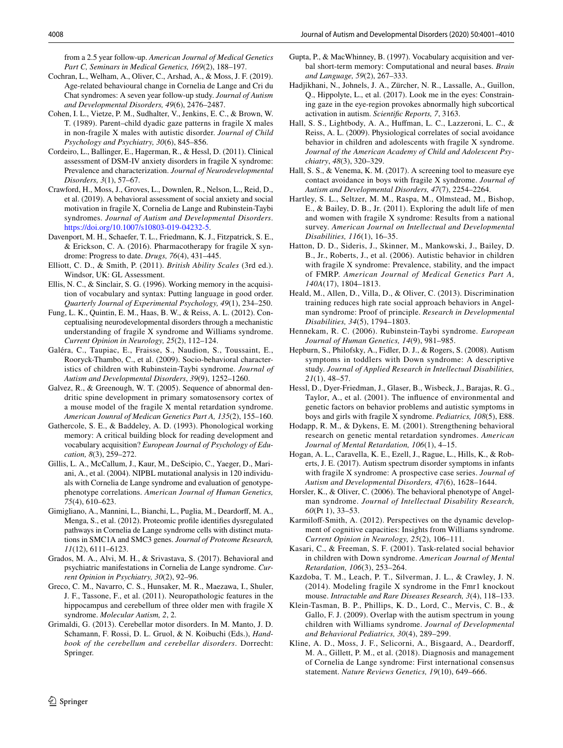from a 2.5 year follow-up. *American Journal of Medical Genetics Part C, Seminars in Medical Genetics, 169*(2), 188–197.

Cochran, L., Welham, A., Oliver, C., Arshad, A., & Moss, J. F. (2019). Age-related behavioural change in Cornelia de Lange and Cri du Chat syndromes: A seven year follow-up study. *Journal of Autism and Developmental Disorders, 49*(6), 2476–2487.

Cohen, I. L., Vietze, P. M., Sudhalter, V., Jenkins, E. C., & Brown, W. T. (1989). Parent–child dyadic gaze patterns in fragile X males in non-fragile X males with autistic disorder. *Journal of Child Psychology and Psychiatry, 30*(6), 845–856.

Cordeiro, L., Ballinger, E., Hagerman, R., & Hessl, D. (2011). Clinical assessment of DSM-IV anxiety disorders in fragile X syndrome: Prevalence and characterization. *Journal of Neurodevelopmental Disorders, 3*(1), 57–67.

Crawford, H., Moss, J., Groves, L., Downlen, R., Nelson, L., Reid, D., et al. (2019). A behavioral assessment of social anxiety and social motivation in fragile X, Cornelia de Lange and Rubinstein-Taybi syndromes. *Journal of Autism and Developmental Disorders*. https://doi.org/10.1007/s10803-019-04232-5.

Davenport, M. H., Schaefer, T. L., Friedmann, K. J., Fitzpatrick, S. E., & Erickson, C. A. (2016). Pharmacotherapy for fragile X syndrome: Progress to date. *Drugs, 76*(4), 431–445.

Elliott, C. D., & Smith, P. (2011). *British Ability Scales* (3rd ed.). Windsor, UK: GL Assessment.

Ellis, N. C., & Sinclair, S. G. (1996). Working memory in the acquisition of vocabulary and syntax: Putting language in good order. *Quarterly Journal of Experimental Psychology, 49*(1), 234–250.

Fung, L. K., Quintin, E. M., Haas, B. W., & Reiss, A. L. (2012). Conceptualising neurodevelopmental disorders through a mechanistic understanding of fragile X syndrome and Williams syndrome. *Current Opinion in Neurology, 25*(2), 112–124.

Galéra, C., Taupiac, E., Fraisse, S., Naudion, S., Toussaint, E., Rooryck-Thambo, C., et al. (2009). Socio-behavioral characteristics of children with Rubinstein-Taybi syndrome. *Journal of Autism and Developmental Disorders*, *39*(9), 1252–1260.

Galvez, R., & Greenough, W. T. (2005). Sequence of abnormal dendritic spine development in primary somatosensory cortex of a mouse model of the fragile X mental retardation syndrome. *American Jounral of Medican Genetics Part A, 135*(2), 155–160.

Gathercole, S. E., & Baddeley, A. D. (1993). Phonological working memory: A critical building block for reading development and vocabulary acquisition? *European Journal of Psychology of Education, 8*(3), 259–272.

Gillis, L. A., McCallum, J., Kaur, M., DeScipio, C., Yaeger, D., Mariani, A., et al. (2004). NIPBL mutational analysis in 120 individuals with Cornelia de Lange syndrome and evaluation of genotype-phenotype correlations. *American Journal of Human Genetics, 75*(4), 610–623.

Gimigliano, A., Mannini, L., Bianchi, L., Puglia, M., Deardorff, M. A., Menga, S., et al. (2012). Proteomic profile identifies dysregulated pathways in Cornelia de Lange syndrome cells with distinct mutations in SMC1A and SMC3 genes. *Journal of Proteome Research, 11*(12), 6111–6123.

Grados, M. A., Alvi, M. H., & Srivastava, S. (2017). Behavioral and psychiatric manifestations in Cornelia de Lange syndrome. *Current Opinion in Psychiatry, 30*(2), 92–96.

Greco, C. M., Navarro, C. S., Hunsaker, M. R., Maezawa, I., Shuler, J. F., Tassone, F., et al. (2011). Neuropathologic features in the hippocampus and cerebellum of three older men with fragile X syndrome. *Molecular Autism, 2*, 2.

Grimaldi, G. (2013). Cerebellar motor disorders. In M. Manto, J. D. Schamann, F. Rossi, D. L. Gruol, & N. Koibuchi (Eds.), *Handbook of the cerebellum and cerebellar disorders*. Dorrecht: Springer.

Gupta, P., & MacWhinney, B. (1997). Vocabulary acquisition and verbal short-term memory: Computational and neural bases. *Brain and Language, 59*(2), 267–333.

Hadjikhani, N., Johnels, J. A., Zürcher, N. R., Lassalle, A., Guillon, Q., Hippolyte, L., et al. (2017). Look me in the eyes: Constraining gaze in the eye-region provokes abnormally high subcortical activation in autism. *Scientific Reports, 7*, 3163.

Hall, S. S., Lightbody, A. A., Huffman, L. C., Lazzeroni, L. C., & Reiss, A. L. (2009). Physiological correlates of social avoidance behavior in children and adolescents with fragile X syndrome. *Journal of the American Academy of Child and Adolescent Psychiatry*, *48*(3), 320–329.

Hall, S. S., & Venema, K. M. (2017). A screening tool to measure eye contact avoidance in boys with fragile X syndrome. *Journal of Autism and Developmental Disorders, 47*(7), 2254–2264.

Hartley, S. L., Seltzer, M. M., Raspa, M., Olmstead, M., Bishop, E., & Bailey, D. B., Jr. (2011). Exploring the adult life of men and women with fragile X syndrome: Results from a national survey. *American Journal on Intellectual and Developmental Disabilities, 116*(1), 16–35.

Hatton, D. D., Sideris, J., Skinner, M., Mankowski, J., Bailey, D. B., Jr., Roberts, J., et al. (2006). Autistic behavior in children with fragile X syndrome: Prevalence, stability, and the impact of FMRP. *American Journal of Medical Genetics Part A, 140A*(17), 1804–1813.

Heald, M., Allen, D., Villa, D., & Oliver, C. (2013). Discrimination training reduces high rate social approach behaviors in Angelman syndrome: Proof of principle. *Research in Developmental Disabilities, 34*(5), 1794–1803.

Hennekam, R. C. (2006). Rubinstein-Taybi syndrome. *European Journal of Human Genetics, 14*(9), 981–985.

Hepburn, S., Philofsky, A., Fidler, D. J., & Rogers, S. (2008). Autism symptoms in toddlers with Down syndrome: A descriptive study. *Journal of Applied Research in Intellectual Disabilities, 21*(1), 48–57.

Hessl, D., Dyer-Friedman, J., Glaser, B., Wisbeck, J., Barajas, R. G., Taylor, A., et al. (2001). The influence of environmental and genetic factors on behavior problems and autistic symptoms in boys and girls with fragile X syndrome. *Pediatrics, 108*(5), E88.

Hodapp, R. M., & Dykens, E. M. (2001). Strengthening behavioral research on genetic mental retardation syndromes. *American Journal of Mental Retardation, 106*(1), 4–15.

Hogan, A. L., Caravella, K. E., Ezell, J., Rague, L., Hills, K., & Roberts, J. E. (2017). Autism spectrum disorder symptoms in infants with fragile X syndrome: A prospective case series. *Journal of Autism and Developmental Disorders, 47*(6), 1628–1644.

Horsler, K., & Oliver, C. (2006). The behavioral phenotype of Angelman syndrome. *Journal of Intellectual Disability Research, 60*(Pt 1), 33–53.

Karmiloff-Smith, A. (2012). Perspectives on the dynamic development of cognitive capacities: Insights from Williams syndrome. *Current Opinion in Neurology, 25*(2), 106–111.

Kasari, C., & Freeman, S. F. (2001). Task-related social behavior in children with Down syndrome. *American Journal of Mental Retardation, 106*(3), 253–264.

Kazdoba, T. M., Leach, P. T., Silverman, J. L., & Crawley, J. N. (2014). Modeling fragile X syndrome in the Fmr1 knockout mouse. *Intractable and Rare Diseases Research, 3*(4), 118–133.

Klein-Tasman, B. P., Phillips, K. D., Lord, C., Mervis, C. B., & Gallo, F. J. (2009). Overlap with the autism spectrum in young children with Williams syndrome. *Journal of Developmental and Behavioral Pediatrics, 30*(4), 289–299.

Kline, A. D., Moss, J. F., Selicorni, A., Bisgaard, A., Deardorff, M. A., Gillett, P. M., et al. (2018). Diagnosis and management of Cornelia de Lange syndrome: First international consensus statement. *Nature Reviews Genetics, 19*(10), 649–666.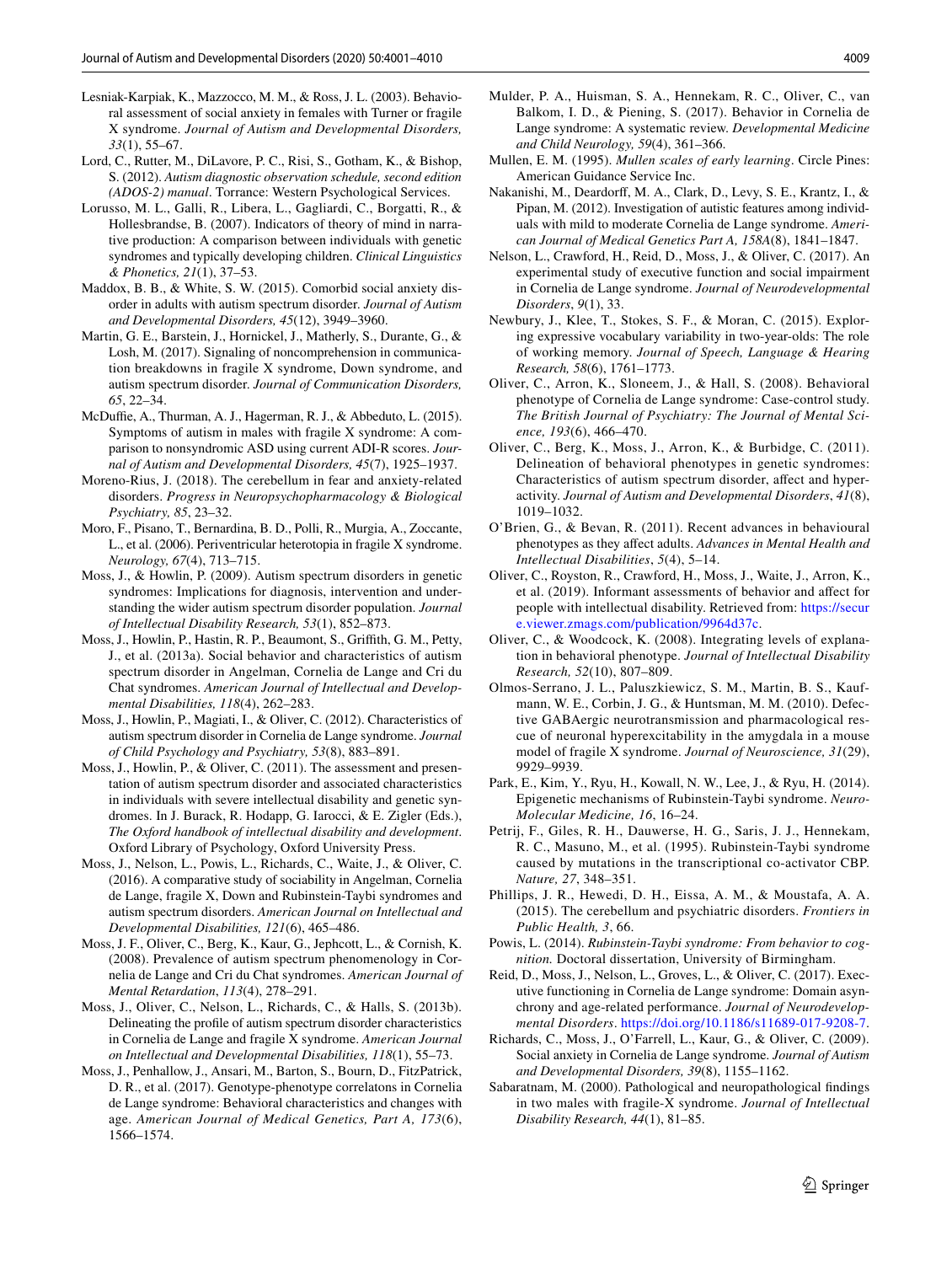Lesniak-Karpiak, K., Mazzocco, M. M., & Ross, J. L. (2003). Behavioral assessment of social anxiety in females with Turner or fragile X syndrome. *Journal of Autism and Developmental Disorders, 33*(1), 55–67.

Lord, C., Rutter, M., DiLavore, P. C., Risi, S., Gotham, K., & Bishop, S. (2012). *Autism diagnostic observation schedule, second edition (ADOS-2) manual*. Torrance: Western Psychological Services.

Lorusso, M. L., Galli, R., Libera, L., Gagliardi, C., Borgatti, R., & Hollesbrandse, B. (2007). Indicators of theory of mind in narrative production: A comparison between individuals with genetic syndromes and typically developing children. *Clinical Linguistics & Phonetics, 21*(1), 37–53.

Maddox, B. B., & White, S. W. (2015). Comorbid social anxiety disorder in adults with autism spectrum disorder. *Journal of Autism and Developmental Disorders, 45*(12), 3949–3960.

Martin, G. E., Barstein, J., Hornickel, J., Matherly, S., Durante, G., & Losh, M. (2017). Signaling of noncomprehension in communication breakdowns in fragile X syndrome, Down syndrome, and autism spectrum disorder. *Journal of Communication Disorders, 65*, 22–34.

McDuffie, A., Thurman, A. J., Hagerman, R. J., & Abbeduto, L. (2015). Symptoms of autism in males with fragile X syndrome: A comparison to nonsyndromic ASD using current ADI-R scores. *Journal of Autism and Developmental Disorders, 45*(7), 1925–1937.

Moreno-Rius, J. (2018). The cerebellum in fear and anxiety-related disorders. *Progress in Neuropsychopharmacology & Biological Psychiatry, 85*, 23–32.

Moro, F., Pisano, T., Bernardina, B. D., Polli, R., Murgia, A., Zoccante, L., et al. (2006). Periventricular heterotopia in fragile X syndrome. *Neurology, 67*(4), 713–715.

Moss, J., & Howlin, P. (2009). Autism spectrum disorders in genetic syndromes: Implications for diagnosis, intervention and understanding the wider autism spectrum disorder population. *Journal of Intellectual Disability Research, 53*(1), 852–873.

Moss, J., Howlin, P., Hastin, R. P., Beaumont, S., Griffith, G. M., Petty, J., et al. (2013a). Social behavior and characteristics of autism spectrum disorder in Angelman, Cornelia de Lange and Cri du Chat syndromes. *American Journal of Intellectual and Developmental Disabilities, 118*(4), 262–283.

Moss, J., Howlin, P., Magiati, I., & Oliver, C. (2012). Characteristics of autism spectrum disorder in Cornelia de Lange syndrome. *Journal of Child Psychology and Psychiatry, 53*(8), 883–891.

Moss, J., Howlin, P., & Oliver, C. (2011). The assessment and presentation of autism spectrum disorder and associated characteristics in individuals with severe intellectual disability and genetic syndromes. In J. Burack, R. Hodapp, G. Iarocci, & E. Zigler (Eds.), *The Oxford handbook of intellectual disability and development*. Oxford Library of Psychology, Oxford University Press.

Moss, J., Nelson, L., Powis, L., Richards, C., Waite, J., & Oliver, C. (2016). A comparative study of sociability in Angelman, Cornelia de Lange, fragile X, Down and Rubinstein-Taybi syndromes and autism spectrum disorders. *American Journal on Intellectual and Developmental Disabilities, 121*(6), 465–486.

Moss, J. F., Oliver, C., Berg, K., Kaur, G., Jephcott, L., & Cornish, K. (2008). Prevalence of autism spectrum phenomenology in Cornelia de Lange and Cri du Chat syndromes. *American Journal of Mental Retardation*, *113*(4), 278–291.

Moss, J., Oliver, C., Nelson, L., Richards, C., & Halls, S. (2013b). Delineating the profile of autism spectrum disorder characteristics in Cornelia de Lange and fragile X syndrome. *American Journal on Intellectual and Developmental Disabilities, 118*(1), 55–73.

Moss, J., Penhallow, J., Ansari, M., Barton, S., Bourn, D., FitzPatrick, D. R., et al. (2017). Genotype-phenotype correlatons in Cornelia de Lange syndrome: Behavioral characteristics and changes with age. *American Journal of Medical Genetics, Part A, 173*(6), 1566–1574.

Mulder, P. A., Huisman, S. A., Hennekam, R. C., Oliver, C., van Balkom, I. D., & Piening, S. (2017). Behavior in Cornelia de Lange syndrome: A systematic review. *Developmental Medicine and Child Neurology, 59*(4), 361–366.

Mullen, E. M. (1995). *Mullen scales of early learning*. Circle Pines: American Guidance Service Inc.

Nakanishi, M., Deardorff, M. A., Clark, D., Levy, S. E., Krantz, I., & Pipan, M. (2012). Investigation of autistic features among individuals with mild to moderate Cornelia de Lange syndrome. *American Journal of Medical Genetics Part A, 158A*(8), 1841–1847.

Nelson, L., Crawford, H., Reid, D., Moss, J., & Oliver, C. (2017). An experimental study of executive function and social impairment in Cornelia de Lange syndrome. *Journal of Neurodevelopmental Disorders*, *9*(1), 33.

Newbury, J., Klee, T., Stokes, S. F., & Moran, C. (2015). Exploring expressive vocabulary variability in two-year-olds: The role of working memory. *Journal of Speech, Language & Hearing Research, 58*(6), 1761–1773.

Oliver, C., Arron, K., Sloneem, J., & Hall, S. (2008). Behavioral phenotype of Cornelia de Lange syndrome: Case-control study. *The British Journal of Psychiatry: The Journal of Mental Science, 193*(6), 466–470.

Oliver, C., Berg, K., Moss, J., Arron, K., & Burbidge, C. (2011). Delineation of behavioral phenotypes in genetic syndromes: Characteristics of autism spectrum disorder, affect and hyperactivity. *Journal of Autism and Developmental Disorders*, *41*(8), 1019–1032.

O'Brien, G., & Bevan, R. (2011). Recent advances in behavioural phenotypes as they affect adults. *Advances in Mental Health and Intellectual Disabilities*, *5*(4), 5–14.

Oliver, C., Royston, R., Crawford, H., Moss, J., Waite, J., Arron, K., et al. (2019). Informant assessments of behavior and affect for people with intellectual disability. Retrieved from: https://secure.viewer.zmags.com/publication/9964d37c.

Oliver, C., & Woodcock, K. (2008). Integrating levels of explanation in behavioral phenotype. *Journal of Intellectual Disability Research, 52*(10), 807–809.

Olmos-Serrano, J. L., Paluszkiewicz, S. M., Martin, B. S., Kaufmann, W. E., Corbin, J. G., & Huntsman, M. M. (2010). Defective GABAergic neurotransmission and pharmacological rescue of neuronal hyperexcitability in the amygdala in a mouse model of fragile X syndrome. *Journal of Neuroscience, 31*(29), 9929–9939.

Park, E., Kim, Y., Ryu, H., Kowall, N. W., Lee, J., & Ryu, H. (2014). Epigenetic mechanisms of Rubinstein-Taybi syndrome. *NeuroMolecular Medicine, 16*, 16–24.

Petrij, F., Giles, R. H., Dauwerse, H. G., Saris, J. J., Hennekam, R. C., Masuno, M., et al. (1995). Rubinstein-Taybi syndrome caused by mutations in the transcriptional co-activator CBP. *Nature, 27*, 348–351.

Phillips, J. R., Hewedi, D. H., Eissa, A. M., & Moustafa, A. A. (2015). The cerebellum and psychiatric disorders. *Frontiers in Public Health, 3*, 66.

Powis, L. (2014). *Rubinstein-Taybi syndrome: From behavior to cognition.* Doctoral dissertation, University of Birmingham.

Reid, D., Moss, J., Nelson, L., Groves, L., & Oliver, C. (2017). Executive functioning in Cornelia de Lange syndrome: Domain asynchrony and age-related performance. *Journal of Neurodevelopmental Disorders*. https://doi.org/10.1186/s11689-017-9208-7.

Richards, C., Moss, J., O'Farrell, L., Kaur, G., & Oliver, C. (2009). Social anxiety in Cornelia de Lange syndrome. *Journal of Autism and Developmental Disorders, 39*(8), 1155–1162.

Sabaratnam, M. (2000). Pathological and neuropathological findings in two males with fragile-X syndrome. *Journal of Intellectual Disability Research, 44*(1), 81–85.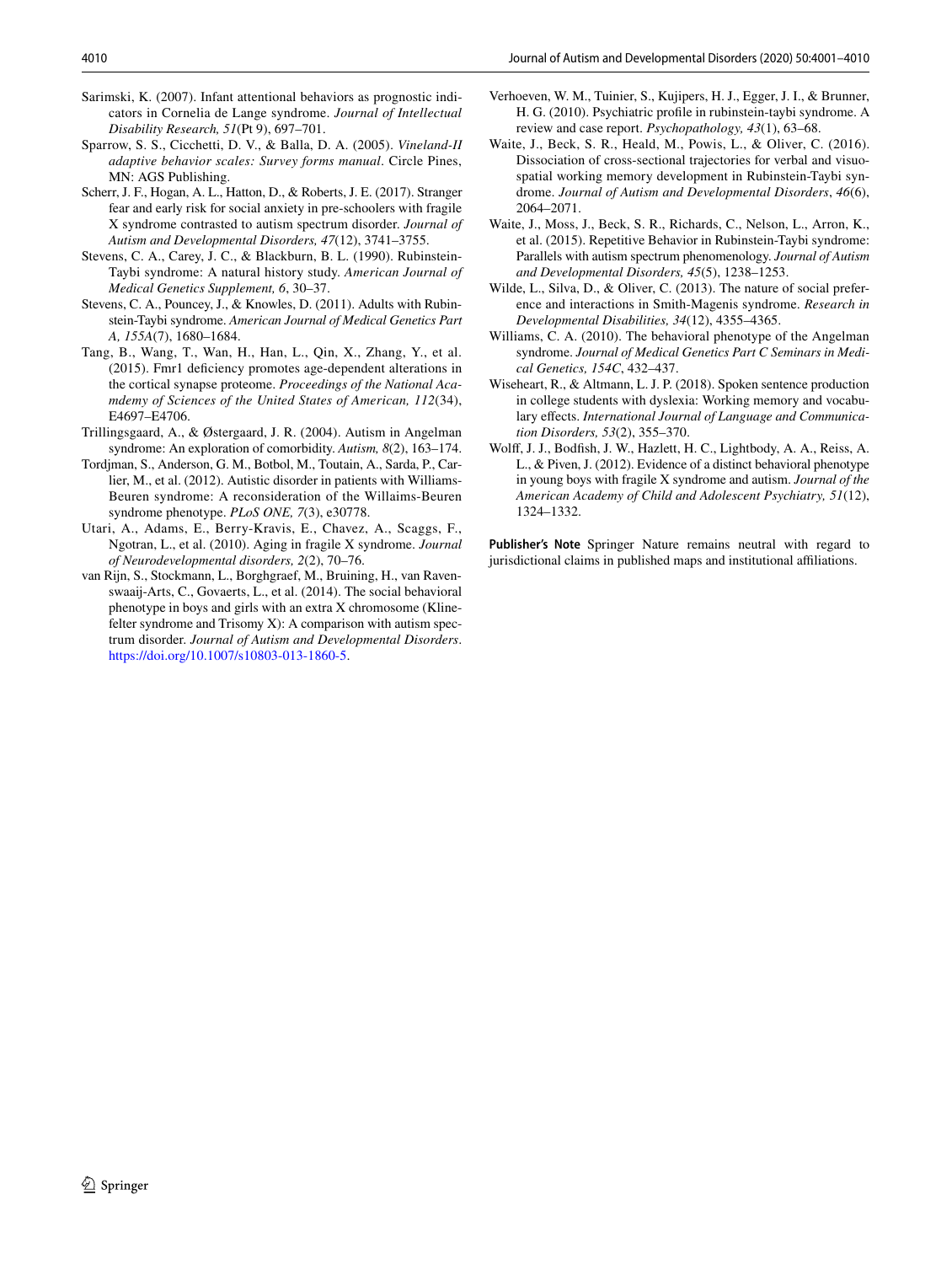Sarimski, K. (2007). Infant attentional behaviors as prognostic indicators in Cornelia de Lange syndrome. *Journal of Intellectual Disability Research, 51*(Pt 9), 697–701.

Sparrow, S. S., Cicchetti, D. V., & Balla, D. A. (2005). *Vineland-II adaptive behavior scales: Survey forms manual*. Circle Pines, MN: AGS Publishing.

Scherr, J. F., Hogan, A. L., Hatton, D., & Roberts, J. E. (2017). Stranger fear and early risk for social anxiety in pre-schoolers with fragile X syndrome contrasted to autism spectrum disorder. *Journal of Autism and Developmental Disorders, 47*(12), 3741–3755.

Stevens, C. A., Carey, J. C., & Blackburn, B. L. (1990). Rubinstein-Taybi syndrome: A natural history study. *American Journal of Medical Genetics Supplement, 6*, 30–37.

Stevens, C. A., Pouncey, J., & Knowles, D. (2011). Adults with Rubinstein-Taybi syndrome. *American Journal of Medical Genetics Part A, 155A*(7), 1680–1684.

Tang, B., Wang, T., Wan, H., Han, L., Qin, X., Zhang, Y., et al. (2015). Fmr1 deficiency promotes age-dependent alterations in the cortical synapse proteome. *Proceedings of the National Acamdemy of Sciences of the United States of American, 112*(34), E4697–E4706.

Trillingsgaard, A., & Østergaard, J. R. (2004). Autism in Angelman syndrome: An exploration of comorbidity. *Autism, 8*(2), 163–174.

Tordjman, S., Anderson, G. M., Botbol, M., Toutain, A., Sarda, P., Carlier, M., et al. (2012). Autistic disorder in patients with Williams-Beuren syndrome: A reconsideration of the Willaims-Beuren syndrome phenotype. *PLoS ONE, 7*(3), e30778.

Utari, A., Adams, E., Berry-Kravis, E., Chavez, A., Scaggs, F., Ngotran, L., et al. (2010). Aging in fragile X syndrome. *Journal of Neurodevelopmental disorders, 2*(2), 70–76.

van Rijn, S., Stockmann, L., Borghgraef, M., Bruining, H., van Ravenswaaij-Arts, C., Govaerts, L., et al. (2014). The social behavioral phenotype in boys and girls with an extra X chromosome (Klinefelter syndrome and Trisomy X): A comparison with autism spectrum disorder. *Journal of Autism and Developmental Disorders*. https://doi.org/10.1007/s10803-013-1860-5.

Verhoeven, W. M., Tuinier, S., Kujipers, H. J., Egger, J. I., & Brunner, H. G. (2010). Psychiatric profile in rubinstein-taybi syndrome. A review and case report. *Psychopathology, 43*(1), 63–68.

Waite, J., Beck, S. R., Heald, M., Powis, L., & Oliver, C. (2016). Dissociation of cross-sectional trajectories for verbal and visuospatial working memory development in Rubinstein-Taybi syndrome. *Journal of Autism and Developmental Disorders*, *46*(6), 2064–2071.

Waite, J., Moss, J., Beck, S. R., Richards, C., Nelson, L., Arron, K., et al. (2015). Repetitive Behavior in Rubinstein-Taybi syndrome: Parallels with autism spectrum phenomenology. *Journal of Autism and Developmental Disorders, 45*(5), 1238–1253.

Wilde, L., Silva, D., & Oliver, C. (2013). The nature of social preference and interactions in Smith-Magenis syndrome. *Research in Developmental Disabilities, 34*(12), 4355–4365.

Williams, C. A. (2010). The behavioral phenotype of the Angelman syndrome. *Journal of Medical Genetics Part C Seminars in Medical Genetics, 154C*, 432–437.

Wiseheart, R., & Altmann, L. J. P. (2018). Spoken sentence production in college students with dyslexia: Working memory and vocabulary effects. *International Journal of Language and Communication Disorders, 53*(2), 355–370.

Wolff, J. J., Bodfish, J. W., Hazlett, H. C., Lightbody, A. A., Reiss, A. L., & Piven, J. (2012). Evidence of a distinct behavioral phenotype in young boys with fragile X syndrome and autism. *Journal of the American Academy of Child and Adolescent Psychiatry, 51*(12), 1324–1332.

**Publisher's Note** Springer Nature remains neutral with regard to jurisdictional claims in published maps and institutional affiliations.